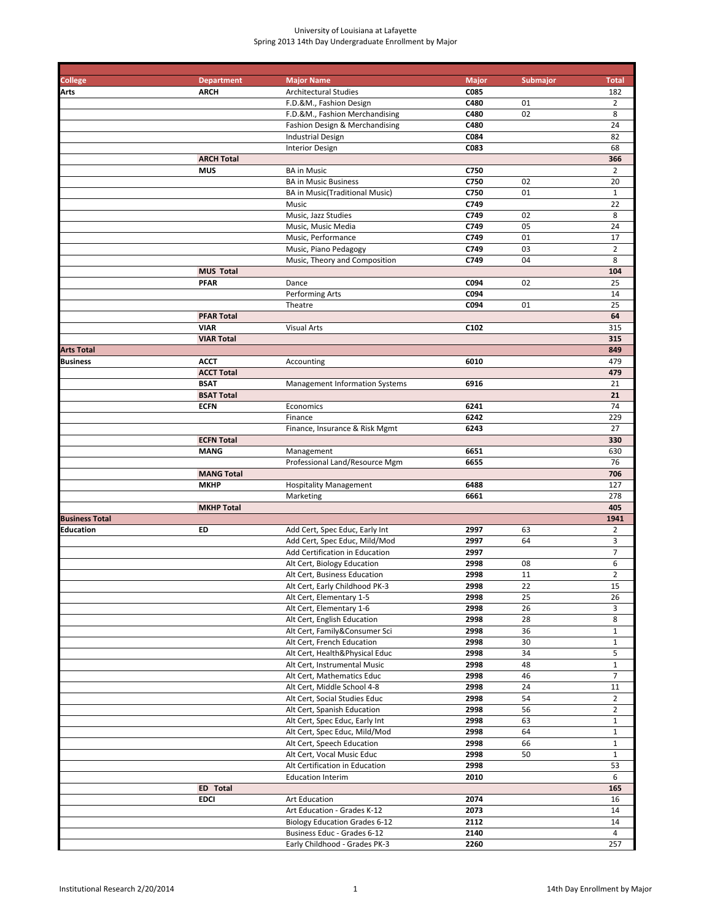University of Louisiana at Lafayette
Spring 2013 14th Day Undergraduate Enrollment by Major

| College | Department | Major Name | Major | Submajor | Total |
|---|---|---|---|---|---|
| **Arts** | **ARCH** | Architectural Studies | **C085** | | 182 |
| | | F.D.&M., Fashion Design | **C480** | 01 | 2 |
| | | F.D.&M., Fashion Merchandising | **C480** | 02 | 8 |
| | | Fashion Design & Merchandising | **C480** | | 24 |
| | | Industrial Design | **C084** | | 82 |
| | | Interior Design | **C083** | | 68 |
| | **ARCH Total** | | | | **366** |
| | **MUS** | BA in Music | **C750** | | 2 |
| | | BA in Music Business | **C750** | 02 | 20 |
| | | BA in Music(Traditional Music) | **C750** | 01 | 1 |
| | | Music | **C749** | | 22 |
| | | Music, Jazz Studies | **C749** | 02 | 8 |
| | | Music, Music Media | **C749** | 05 | 24 |
| | | Music, Performance | **C749** | 01 | 17 |
| | | Music, Piano Pedagogy | **C749** | 03 | 2 |
| | | Music, Theory and Composition | **C749** | 04 | 8 |
| | **MUS Total** | | | | **104** |
| | **PFAR** | Dance | **C094** | 02 | 25 |
| | | Performing Arts | **C094** | | 14 |
| | | Theatre | **C094** | 01 | 25 |
| | **PFAR Total** | | | | **64** |
| | **VIAR** | Visual Arts | **C102** | | 315 |
| | **VIAR Total** | | | | **315** |
| **Arts Total** | | | | | **849** |
| **Business** | **ACCT** | Accounting | **6010** | | 479 |
| | **ACCT Total** | | | | **479** |
| | **BSAT** | Management Information Systems | **6916** | | 21 |
| | **BSAT Total** | | | | **21** |
| | **ECFN** | Economics | **6241** | | 74 |
| | | Finance | **6242** | | 229 |
| | | Finance, Insurance & Risk Mgmt | **6243** | | 27 |
| | **ECFN Total** | | | | **330** |
| | **MANG** | Management | **6651** | | 630 |
| | | Professional Land/Resource Mgm | **6655** | | 76 |
| | **MANG Total** | | | | **706** |
| | **MKHP** | Hospitality Management | **6488** | | 127 |
| | | Marketing | **6661** | | 278 |
| | **MKHP Total** | | | | **405** |
| **Business Total** | | | | | **1941** |
| **Education** | **ED** | Add Cert, Spec Educ, Early Int | **2997** | 63 | 2 |
| | | Add Cert, Spec Educ, Mild/Mod | **2997** | 64 | 3 |
| | | Add Certification in Education | **2997** | | 7 |
| | | Alt Cert, Biology Education | **2998** | 08 | 6 |
| | | Alt Cert, Business Education | **2998** | 11 | 2 |
| | | Alt Cert, Early Childhood PK-3 | **2998** | 22 | 15 |
| | | Alt Cert, Elementary 1-5 | **2998** | 25 | 26 |
| | | Alt Cert, Elementary 1-6 | **2998** | 26 | 3 |
| | | Alt Cert, English Education | **2998** | 28 | 8 |
| | | Alt Cert, Family&Consumer Sci | **2998** | 36 | 1 |
| | | Alt Cert, French Education | **2998** | 30 | 1 |
| | | Alt Cert, Health&Physical Educ | **2998** | 34 | 5 |
| | | Alt Cert, Instrumental Music | **2998** | 48 | 1 |
| | | Alt Cert, Mathematics Educ | **2998** | 46 | 7 |
| | | Alt Cert, Middle School 4-8 | **2998** | 24 | 11 |
| | | Alt Cert, Social Studies Educ | **2998** | 54 | 2 |
| | | Alt Cert, Spanish Education | **2998** | 56 | 2 |
| | | Alt Cert, Spec Educ, Early Int | **2998** | 63 | 1 |
| | | Alt Cert, Spec Educ, Mild/Mod | **2998** | 64 | 1 |
| | | Alt Cert, Speech Education | **2998** | 66 | 1 |
| | | Alt Cert, Vocal Music Educ | **2998** | 50 | 1 |
| | | Alt Certification in Education | **2998** | | 53 |
| | | Education Interim | **2010** | | 6 |
| | **ED Total** | | | | **165** |
| | **EDCI** | Art Education | **2074** | | 16 |
| | | Art Education - Grades K-12 | **2073** | | 14 |
| | | Biology Education Grades 6-12 | **2112** | | 14 |
| | | Business Educ - Grades 6-12 | **2140** | | 4 |
| | | Early Childhood - Grades PK-3 | **2260** | | 257 |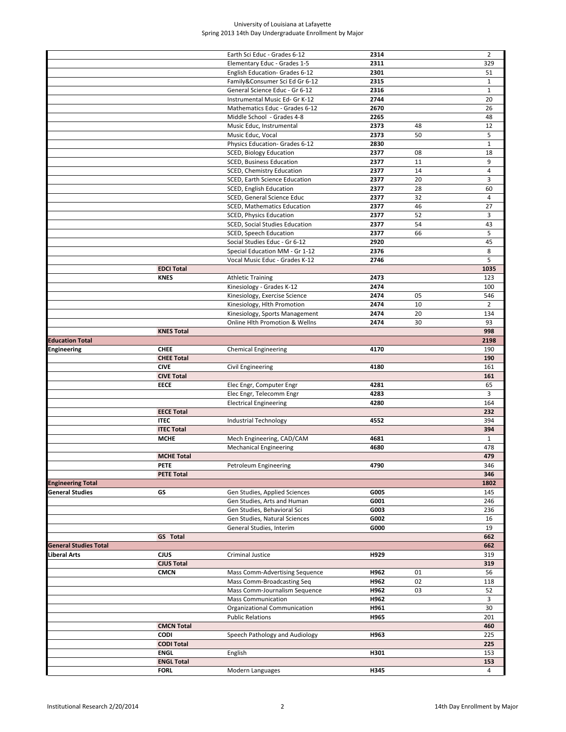University of Louisiana at Lafayette
Spring 2013 14th Day Undergraduate Enrollment by Major

| | | | | | |
|---|---|---|---|---|---|
| | | Earth Sci Educ - Grades 6-12 | **2314** | | 2 |
| | | Elementary Educ - Grades 1-5 | **2311** | | 329 |
| | | English Education- Grades 6-12 | **2301** | | 51 |
| | | Family&Consumer Sci Ed Gr 6-12 | **2315** | | 1 |
| | | General Science Educ - Gr 6-12 | **2316** | | 1 |
| | | Instrumental Music Ed- Gr K-12 | **2744** | | 20 |
| | | Mathematics Educ - Grades 6-12 | **2670** | | 26 |
| | | Middle School - Grades 4-8 | **2265** | | 48 |
| | | Music Educ, Instrumental | **2373** | 48 | 12 |
| | | Music Educ, Vocal | **2373** | 50 | 5 |
| | | Physics Education- Grades 6-12 | **2830** | | 1 |
| | | SCED, Biology Education | **2377** | 08 | 18 |
| | | SCED, Business Education | **2377** | 11 | 9 |
| | | SCED, Chemistry Education | **2377** | 14 | 4 |
| | | SCED, Earth Science Education | **2377** | 20 | 3 |
| | | SCED, English Education | **2377** | 28 | 60 |
| | | SCED, General Science Educ | **2377** | 32 | 4 |
| | | SCED, Mathematics Education | **2377** | 46 | 27 |
| | | SCED, Physics Education | **2377** | 52 | 3 |
| | | SCED, Social Studies Education | **2377** | 54 | 43 |
| | | SCED, Speech Education | **2377** | 66 | 5 |
| | | Social Studies Educ - Gr 6-12 | **2920** | | 45 |
| | | Special Education MM - Gr 1-12 | **2376** | | 8 |
| | | Vocal Music Educ - Grades K-12 | **2746** | | 5 |
| | **EDCI Total** | | | | **1035** |
| | **KNES** | Athletic Training | **2473** | | 123 |
| | | Kinesiology - Grades K-12 | **2474** | | 100 |
| | | Kinesiology, Exercise Science | **2474** | 05 | 546 |
| | | Kinesiology, Hlth Promotion | **2474** | 10 | 2 |
| | | Kinesiology, Sports Management | **2474** | 20 | 134 |
| | | Online Hlth Promotion & Wellns | **2474** | 30 | 93 |
| | **KNES Total** | | | | **998** |
| **Education Total** | | | | | **2198** |
| **Engineering** | **CHEE** | Chemical Engineering | **4170** | | 190 |
| | **CHEE Total** | | | | **190** |
| | **CIVE** | Civil Engineering | **4180** | | 161 |
| | **CIVE Total** | | | | **161** |
| | **EECE** | Elec Engr, Computer Engr | **4281** | | 65 |
| | | Elec Engr, Telecomm Engr | **4283** | | 3 |
| | | Electrical Engineering | **4280** | | 164 |
| | **EECE Total** | | | | **232** |
| | **ITEC** | Industrial Technology | **4552** | | 394 |
| | **ITEC Total** | | | | **394** |
| | **MCHE** | Mech Engineering, CAD/CAM | **4681** | | 1 |
| | | Mechanical Engineering | **4680** | | 478 |
| | **MCHE Total** | | | | **479** |
| | **PETE** | Petroleum Engineering | **4790** | | 346 |
| | **PETE Total** | | | | **346** |
| **Engineering Total** | | | | | **1802** |
| **General Studies** | **GS** | Gen Studies, Applied Sciences | **G005** | | 145 |
| | | Gen Studies, Arts and Human | **G001** | | 246 |
| | | Gen Studies, Behavioral Sci | **G003** | | 236 |
| | | Gen Studies, Natural Sciences | **G002** | | 16 |
| | | General Studies, Interim | **G000** | | 19 |
| | **GS Total** | | | | **662** |
| **General Studies Total** | | | | | **662** |
| **Liberal Arts** | **CJUS** | Criminal Justice | **H929** | | 319 |
| | **CJUS Total** | | | | **319** |
| | **CMCN** | Mass Comm-Advertising Sequence | **H962** | 01 | 56 |
| | | Mass Comm-Broadcasting Seq | **H962** | 02 | 118 |
| | | Mass Comm-Journalism Sequence | **H962** | 03 | 52 |
| | | Mass Communication | **H962** | | 3 |
| | | Organizational Communication | **H961** | | 30 |
| | | Public Relations | **H965** | | 201 |
| | **CMCN Total** | | | | **460** |
| | **CODI** | Speech Pathology and Audiology | **H963** | | 225 |
| | **CODI Total** | | | | **225** |
| | **ENGL** | English | **H301** | | 153 |
| | **ENGL Total** | | | | **153** |
| | **FORL** | Modern Languages | **H345** | | 4 |

Institutional Research 2/20/2014 — 14th Day Enrollment by Major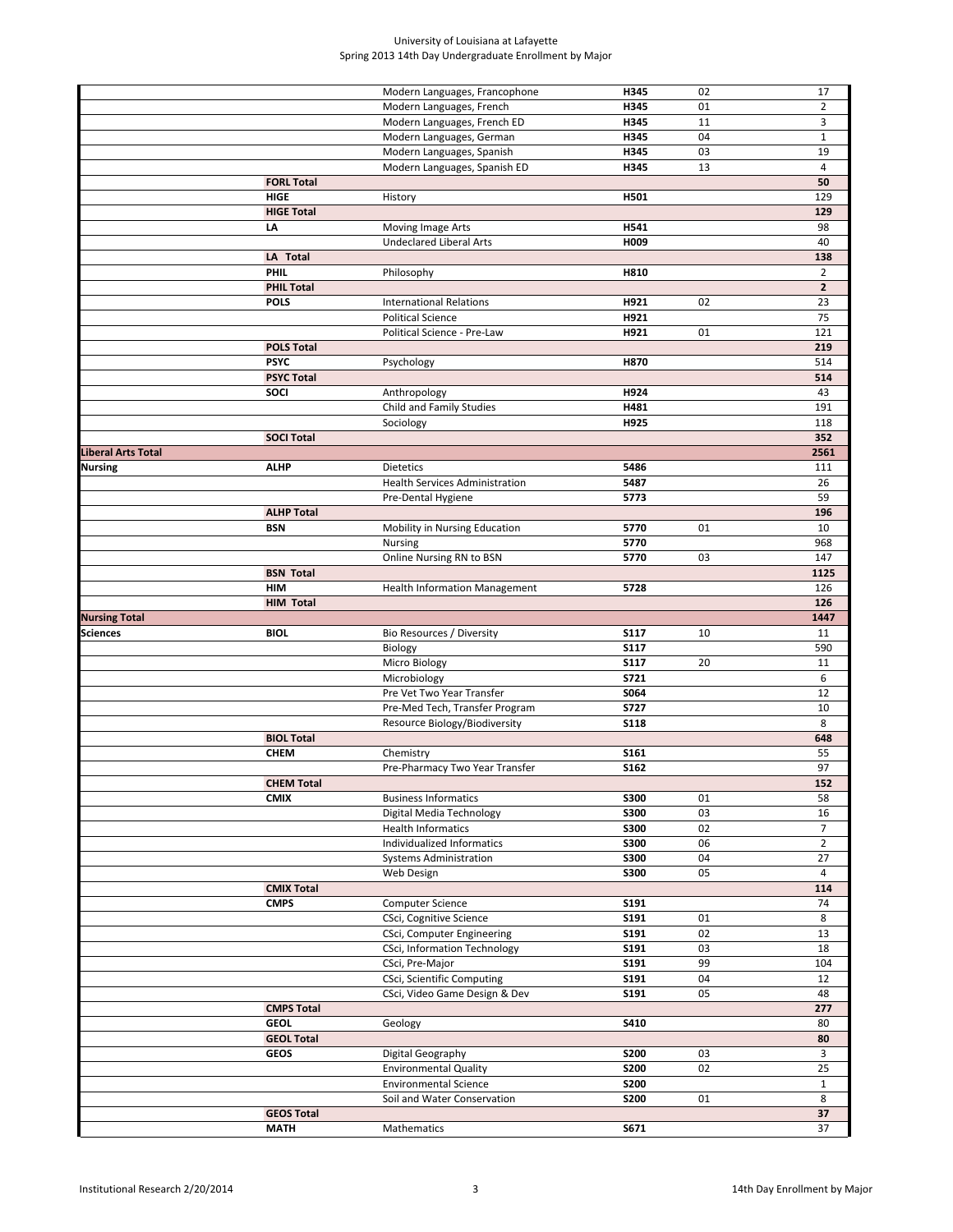# University of Louisiana at Lafayette
## Spring 2013 14th Day Undergraduate Enrollment by Major

| | | | | | |
|---|---|---|---|---|---|
| | | Modern Languages, Francophone | H345 | 02 | 17 |
| | | Modern Languages, French | H345 | 01 | 2 |
| | | Modern Languages, French ED | H345 | 11 | 3 |
| | | Modern Languages, German | H345 | 04 | 1 |
| | | Modern Languages, Spanish | H345 | 03 | 19 |
| | | Modern Languages, Spanish ED | H345 | 13 | 4 |
| | **FORL Total** | | | | **50** |
| | **HIGE** | History | H501 | | 129 |
| | **HIGE Total** | | | | **129** |
| | **LA** | Moving Image Arts | H541 | | 98 |
| | | Undeclared Liberal Arts | H009 | | 40 |
| | **LA Total** | | | | **138** |
| | **PHIL** | Philosophy | H810 | | 2 |
| | **PHIL Total** | | | | **2** |
| | **POLS** | International Relations | H921 | 02 | 23 |
| | | Political Science | H921 | | 75 |
| | | Political Science - Pre-Law | H921 | 01 | 121 |
| | **POLS Total** | | | | **219** |
| | **PSYC** | Psychology | H870 | | 514 |
| | **PSYC Total** | | | | **514** |
| | **SOCI** | Anthropology | H924 | | 43 |
| | | Child and Family Studies | H481 | | 191 |
| | | Sociology | H925 | | 118 |
| | **SOCI Total** | | | | **352** |
| **Liberal Arts Total** | | | | | **2561** |
| **Nursing** | **ALHP** | Dietetics | 5486 | | 111 |
| | | Health Services Administration | 5487 | | 26 |
| | | Pre-Dental Hygiene | 5773 | | 59 |
| | **ALHP Total** | | | | **196** |
| | **BSN** | Mobility in Nursing Education | 5770 | 01 | 10 |
| | | Nursing | 5770 | | 968 |
| | | Online Nursing RN to BSN | 5770 | 03 | 147 |
| | **BSN Total** | | | | **1125** |
| | **HIM** | Health Information Management | 5728 | | 126 |
| | **HIM Total** | | | | **126** |
| **Nursing Total** | | | | | **1447** |
| **Sciences** | **BIOL** | Bio Resources / Diversity | S117 | 10 | 11 |
| | | Biology | S117 | | 590 |
| | | Micro Biology | S117 | 20 | 11 |
| | | Microbiology | S721 | | 6 |
| | | Pre Vet Two Year Transfer | S064 | | 12 |
| | | Pre-Med Tech, Transfer Program | S727 | | 10 |
| | | Resource Biology/Biodiversity | S118 | | 8 |
| | **BIOL Total** | | | | **648** |
| | **CHEM** | Chemistry | S161 | | 55 |
| | | Pre-Pharmacy Two Year Transfer | S162 | | 97 |
| | **CHEM Total** | | | | **152** |
| | **CMIX** | Business Informatics | S300 | 01 | 58 |
| | | Digital Media Technology | S300 | 03 | 16 |
| | | Health Informatics | S300 | 02 | 7 |
| | | Individualized Informatics | S300 | 06 | 2 |
| | | Systems Administration | S300 | 04 | 27 |
| | | Web Design | S300 | 05 | 4 |
| | **CMIX Total** | | | | **114** |
| | **CMPS** | Computer Science | S191 | | 74 |
| | | CSci, Cognitive Science | S191 | 01 | 8 |
| | | CSci, Computer Engineering | S191 | 02 | 13 |
| | | CSci, Information Technology | S191 | 03 | 18 |
| | | CSci, Pre-Major | S191 | 99 | 104 |
| | | CSci, Scientific Computing | S191 | 04 | 12 |
| | | CSci, Video Game Design & Dev | S191 | 05 | 48 |
| | **CMPS Total** | | | | **277** |
| | **GEOL** | Geology | S410 | | 80 |
| | **GEOL Total** | | | | **80** |
| | **GEOS** | Digital Geography | S200 | 03 | 3 |
| | | Environmental Quality | S200 | 02 | 25 |
| | | Environmental Science | S200 | | 1 |
| | | Soil and Water Conservation | S200 | 01 | 8 |
| | **GEOS Total** | | | | **37** |
| | **MATH** | Mathematics | S671 | | 37 |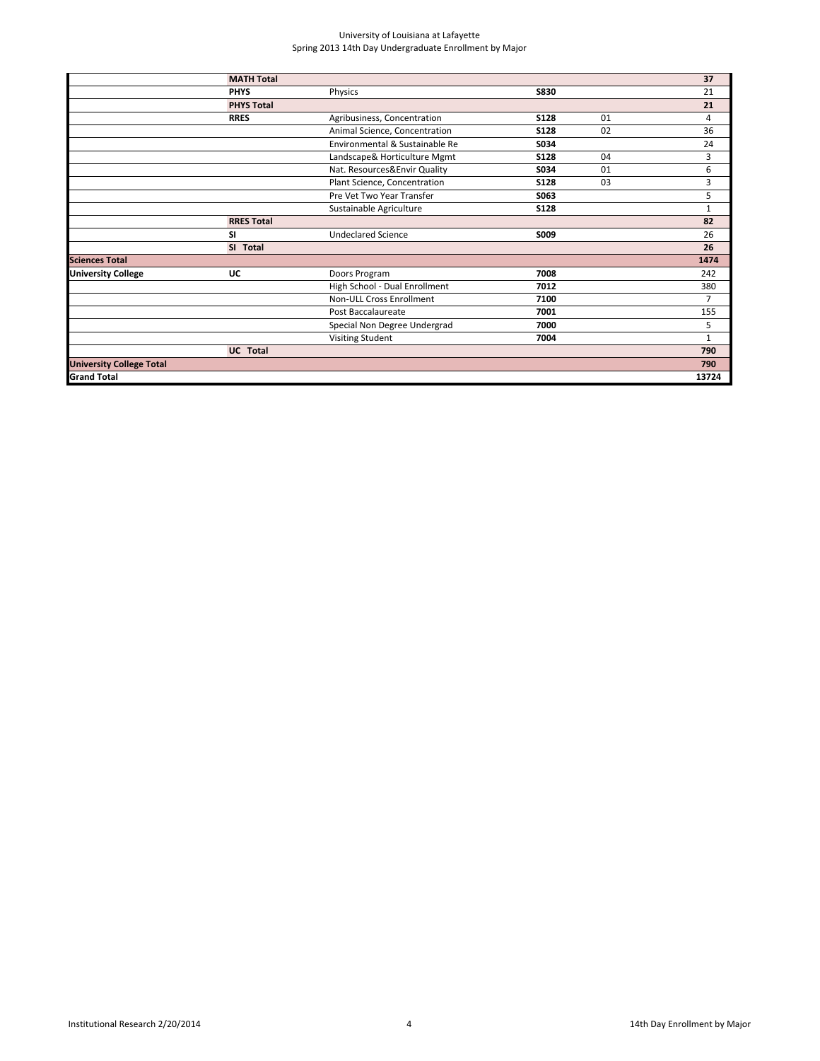| | | | | | |
|---|---|---|---|---|---|
| | **MATH Total** | | | | **37** |
| | **PHYS** | Physics | **S830** | | 21 |
| | **PHYS Total** | | | | **21** |
| | **RRES** | Agribusiness, Concentration | **S128** | 01 | 4 |
| | | Animal Science, Concentration | **S128** | 02 | 36 |
| | | Environmental & Sustainable Re | **S034** | | 24 |
| | | Landscape& Horticulture Mgmt | **S128** | 04 | 3 |
| | | Nat. Resources&Envir Quality | **S034** | 01 | 6 |
| | | Plant Science, Concentration | **S128** | 03 | 3 |
| | | Pre Vet Two Year Transfer | **S063** | | 5 |
| | | Sustainable Agriculture | **S128** | | 1 |
| | **RRES Total** | | | | **82** |
| | **SI** | Undeclared Science | **S009** | | 26 |
| | **SI Total** | | | | **26** |
| **Sciences Total** | | | | | **1474** |
| **University College** | **UC** | Doors Program | **7008** | | 242 |
| | | High School - Dual Enrollment | **7012** | | 380 |
| | | Non-ULL Cross Enrollment | **7100** | | 7 |
| | | Post Baccalaureate | **7001** | | 155 |
| | | Special Non Degree Undergrad | **7000** | | 5 |
| | | Visiting Student | **7004** | | 1 |
| | **UC Total** | | | | **790** |
| **University College Total** | | | | | **790** |
| **Grand Total** | | | | | **13724** |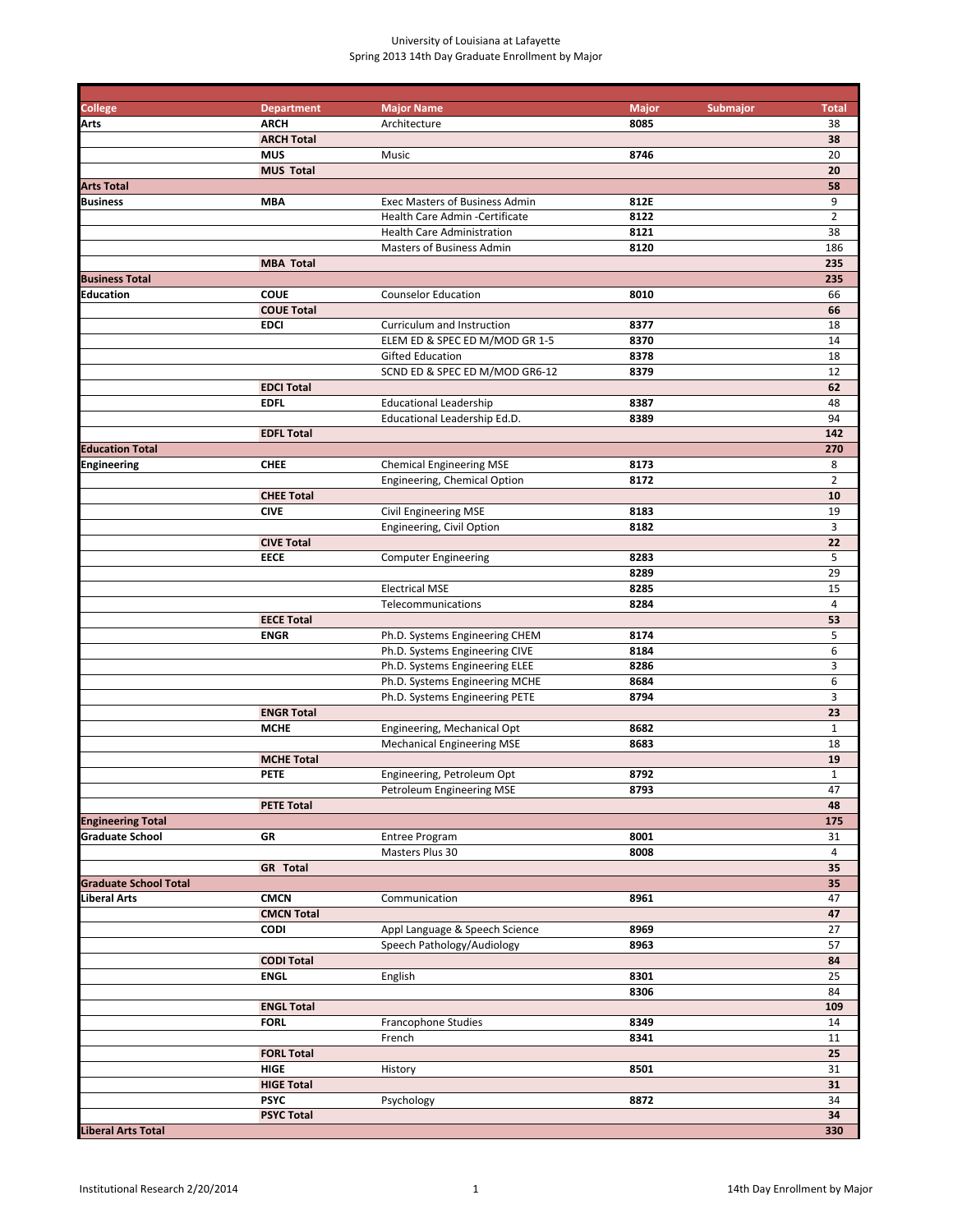University of Louisiana at Lafayette
Spring 2013 14th Day Graduate Enrollment by Major

| College | Department | Major Name | Major | Submajor | Total |
|---|---|---|---|---|---|
| **Arts** | **ARCH** | Architecture | **8085** | | 38 |
| | **ARCH Total** | | | | **38** |
| | **MUS** | Music | **8746** | | 20 |
| | **MUS Total** | | | | **20** |
| **Arts Total** | | | | | **58** |
| **Business** | **MBA** | Exec Masters of Business Admin | **812E** | | 9 |
| | | Health Care Admin -Certificate | **8122** | | 2 |
| | | Health Care Administration | **8121** | | 38 |
| | | Masters of Business Admin | **8120** | | 186 |
| | **MBA Total** | | | | **235** |
| **Business Total** | | | | | **235** |
| **Education** | **COUE** | Counselor Education | **8010** | | 66 |
| | **COUE Total** | | | | **66** |
| | **EDCI** | Curriculum and Instruction | **8377** | | 18 |
| | | ELEM ED & SPEC ED M/MOD GR 1-5 | **8370** | | 14 |
| | | Gifted Education | **8378** | | 18 |
| | | SCND ED & SPEC ED M/MOD GR6-12 | **8379** | | 12 |
| | **EDCI Total** | | | | **62** |
| | **EDFL** | Educational Leadership | **8387** | | 48 |
| | | Educational Leadership Ed.D. | **8389** | | 94 |
| | **EDFL Total** | | | | **142** |
| **Education Total** | | | | | **270** |
| **Engineering** | **CHEE** | Chemical Engineering MSE | **8173** | | 8 |
| | | Engineering, Chemical Option | **8172** | | 2 |
| | **CHEE Total** | | | | **10** |
| | **CIVE** | Civil Engineering MSE | **8183** | | 19 |
| | | Engineering, Civil Option | **8182** | | 3 |
| | **CIVE Total** | | | | **22** |
| | **EECE** | Computer Engineering | **8283** | | 5 |
| | | | **8289** | | 29 |
| | | Electrical MSE | **8285** | | 15 |
| | | Telecommunications | **8284** | | 4 |
| | **EECE Total** | | | | **53** |
| | **ENGR** | Ph.D. Systems Engineering CHEM | **8174** | | 5 |
| | | Ph.D. Systems Engineering CIVE | **8184** | | 6 |
| | | Ph.D. Systems Engineering ELEE | **8286** | | 3 |
| | | Ph.D. Systems Engineering MCHE | **8684** | | 6 |
| | | Ph.D. Systems Engineering PETE | **8794** | | 3 |
| | **ENGR Total** | | | | **23** |
| | **MCHE** | Engineering, Mechanical Opt | **8682** | | 1 |
| | | Mechanical Engineering MSE | **8683** | | 18 |
| | **MCHE Total** | | | | **19** |
| | **PETE** | Engineering, Petroleum Opt | **8792** | | 1 |
| | | Petroleum Engineering MSE | **8793** | | 47 |
| | **PETE Total** | | | | **48** |
| **Engineering Total** | | | | | **175** |
| **Graduate School** | **GR** | Entree Program | **8001** | | 31 |
| | | Masters Plus 30 | **8008** | | 4 |
| | **GR Total** | | | | **35** |
| **Graduate School Total** | | | | | **35** |
| **Liberal Arts** | **CMCN** | Communication | **8961** | | 47 |
| | **CMCN Total** | | | | **47** |
| | **CODI** | Appl Language & Speech Science | **8969** | | 27 |
| | | Speech Pathology/Audiology | **8963** | | 57 |
| | **CODI Total** | | | | **84** |
| | **ENGL** | English | **8301** | | 25 |
| | | | **8306** | | 84 |
| | **ENGL Total** | | | | **109** |
| | **FORL** | Francophone Studies | **8349** | | 14 |
| | | French | **8341** | | 11 |
| | **FORL Total** | | | | **25** |
| | **HIGE** | History | **8501** | | 31 |
| | **HIGE Total** | | | | **31** |
| | **PSYC** | Psychology | **8872** | | 34 |
| | **PSYC Total** | | | | **34** |
| **Liberal Arts Total** | | | | | **330** |

Institutional Research 2/20/2014 &nbsp;&nbsp;&nbsp;&nbsp; 14th Day Enrollment by Major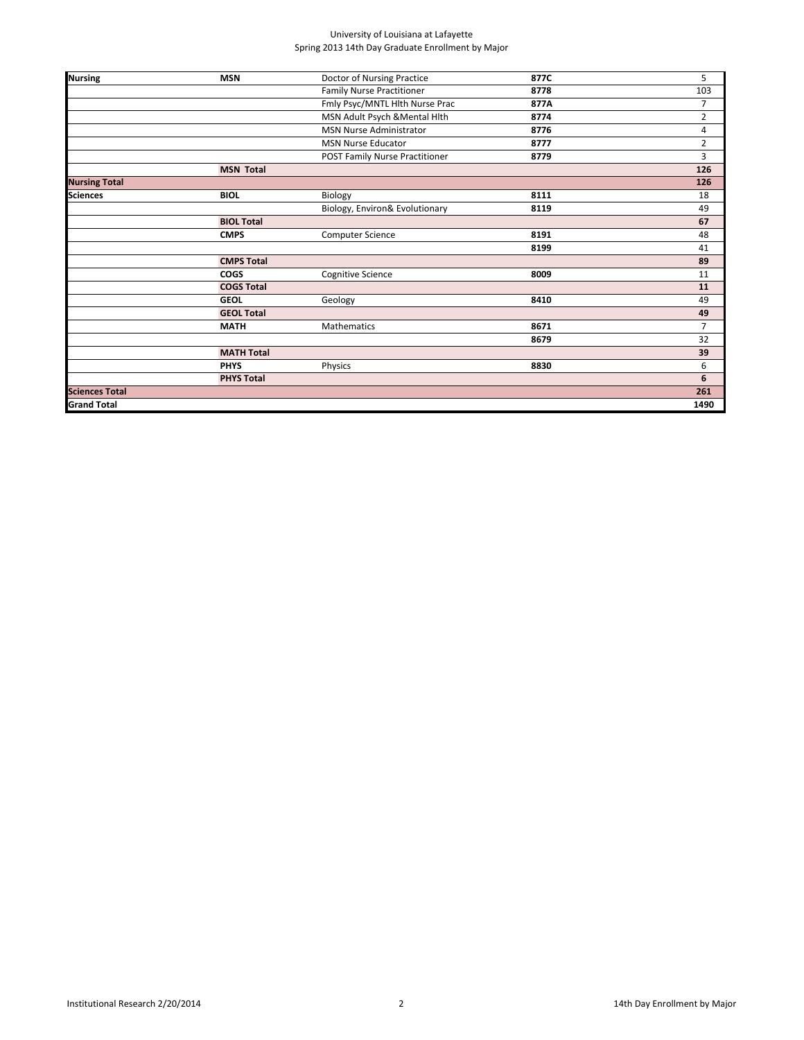University of Louisiana at Lafayette
Spring 2013 14th Day Graduate Enrollment by Major

| | | | | |
|---|---|---|---|---|
| **Nursing** | **MSN** | Doctor of Nursing Practice | **877C** | 5 |
| | | Family Nurse Practitioner | **8778** | 103 |
| | | Fmly Psyc/MNTL Hlth Nurse Prac | **877A** | 7 |
| | | MSN Adult Psych &Mental Hlth | **8774** | 2 |
| | | MSN Nurse Administrator | **8776** | 4 |
| | | MSN Nurse Educator | **8777** | 2 |
| | | POST Family Nurse Practitioner | **8779** | 3 |
| | **MSN Total** | | | **126** |
| **Nursing Total** | | | | **126** |
| **Sciences** | **BIOL** | Biology | **8111** | 18 |
| | | Biology, Environ& Evolutionary | **8119** | 49 |
| | **BIOL Total** | | | **67** |
| | **CMPS** | Computer Science | **8191** | 48 |
| | | | **8199** | 41 |
| | **CMPS Total** | | | **89** |
| | **COGS** | Cognitive Science | **8009** | 11 |
| | **COGS Total** | | | **11** |
| | **GEOL** | Geology | **8410** | 49 |
| | **GEOL Total** | | | **49** |
| | **MATH** | Mathematics | **8671** | 7 |
| | | | **8679** | 32 |
| | **MATH Total** | | | **39** |
| | **PHYS** | Physics | **8830** | 6 |
| | **PHYS Total** | | | **6** |
| **Sciences Total** | | | | **261** |
| **Grand Total** | | | | **1490** |